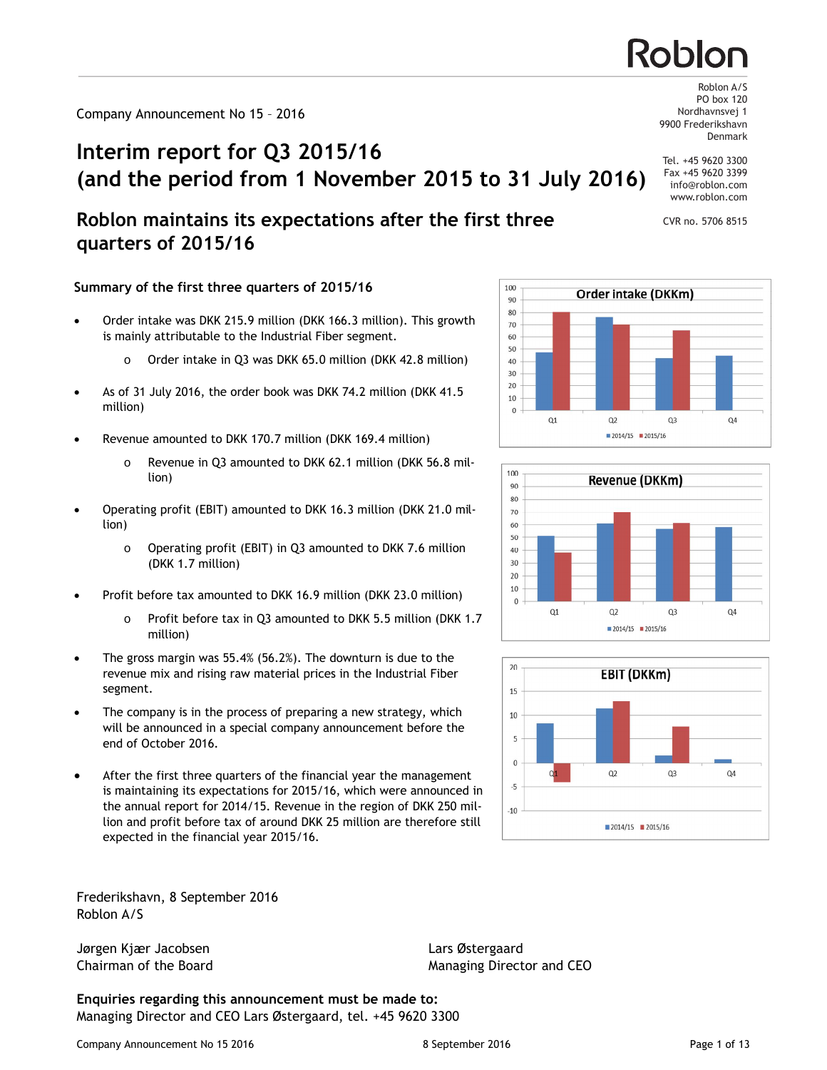Roblon

Roblon A/S
PO box 120
Nordhavnsvej 1
9900 Frederikshavn
Denmark

Tel. +45 9620 3300
Fax +45 9620 3399
info@roblon.com
www.roblon.com

CVR no. 5706 8515

Company Announcement No 15 – 2016

# Interim report for Q3 2015/16 (and the period from 1 November 2015 to 31 July 2016)

## Roblon maintains its expectations after the first three quarters of 2015/16

### Summary of the first three quarters of 2015/16

- Order intake was DKK 215.9 million (DKK 166.3 million). This growth is mainly attributable to the Industrial Fiber segment.
  - Order intake in Q3 was DKK 65.0 million (DKK 42.8 million)
- As of 31 July 2016, the order book was DKK 74.2 million (DKK 41.5 million)
- Revenue amounted to DKK 170.7 million (DKK 169.4 million)
  - Revenue in Q3 amounted to DKK 62.1 million (DKK 56.8 million)
- Operating profit (EBIT) amounted to DKK 16.3 million (DKK 21.0 million)
  - Operating profit (EBIT) in Q3 amounted to DKK 7.6 million (DKK 1.7 million)
- Profit before tax amounted to DKK 16.9 million (DKK 23.0 million)
  - Profit before tax in Q3 amounted to DKK 5.5 million (DKK 1.7 million)
- The gross margin was 55.4% (56.2%). The downturn is due to the revenue mix and rising raw material prices in the Industrial Fiber segment.
- The company is in the process of preparing a new strategy, which will be announced in a special company announcement before the end of October 2016.
- After the first three quarters of the financial year the management is maintaining its expectations for 2015/16, which were announced in the annual report for 2014/15. Revenue in the region of DKK 250 million and profit before tax of around DKK 25 million are therefore still expected in the financial year 2015/16.

Order intake (DKKm)

Revenue (DKKm)

EBIT (DKKm)

Frederikshavn, 8 September 2016
Roblon A/S

Jørgen Kjær Jacobsen
Chairman of the Board

Lars Østergaard
Managing Director and CEO

**Enquiries regarding this announcement must be made to:**
Managing Director and CEO Lars Østergaard, tel. +45 9620 3300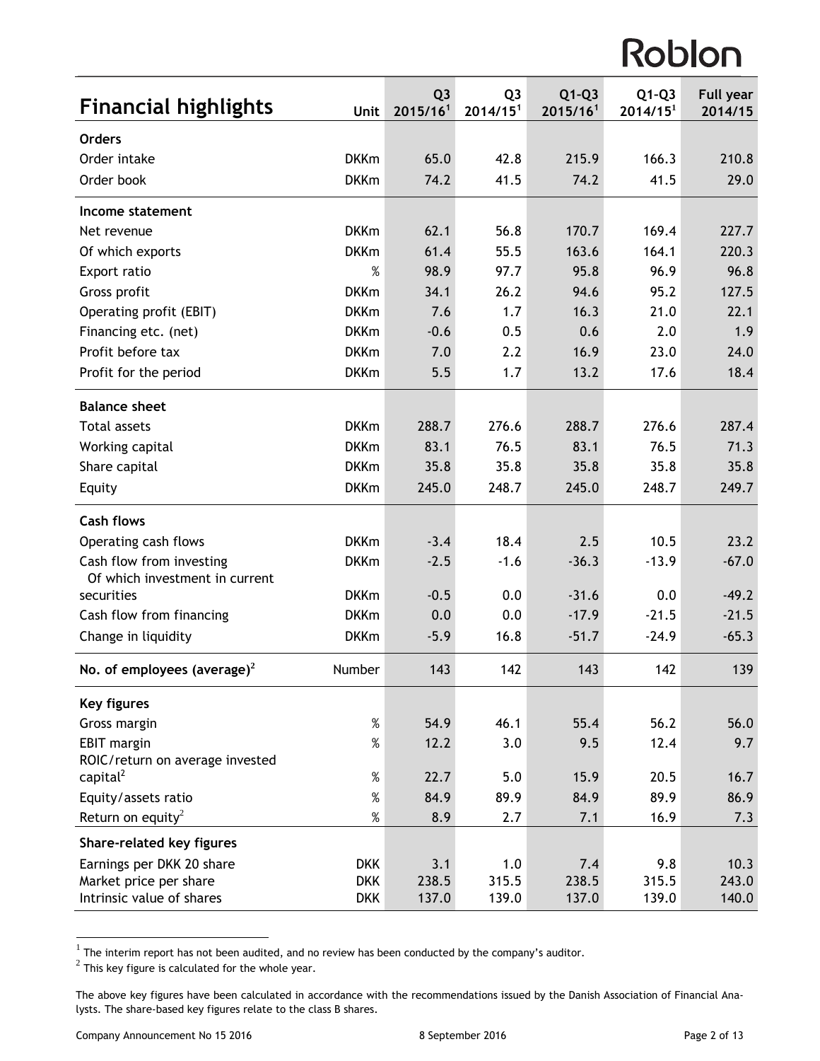## Financial highlights

| | Unit | Q3 2015/16[1] | Q3 2014/15[1] | Q1-Q3 2015/16[1] | Q1-Q3 2014/15[1] | Full year 2014/15 |
|---|---|---|---|---|---|---|
| **Orders** | | | | | | |
| Order intake | DKKm | 65.0 | 42.8 | 215.9 | 166.3 | 210.8 |
| Order book | DKKm | 74.2 | 41.5 | 74.2 | 41.5 | 29.0 |
| **Income statement** | | | | | | |
| Net revenue | DKKm | 62.1 | 56.8 | 170.7 | 169.4 | 227.7 |
| Of which exports | DKKm | 61.4 | 55.5 | 163.6 | 164.1 | 220.3 |
| Export ratio | % | 98.9 | 97.7 | 95.8 | 96.9 | 96.8 |
| Gross profit | DKKm | 34.1 | 26.2 | 94.6 | 95.2 | 127.5 |
| Operating profit (EBIT) | DKKm | 7.6 | 1.7 | 16.3 | 21.0 | 22.1 |
| Financing etc. (net) | DKKm | -0.6 | 0.5 | 0.6 | 2.0 | 1.9 |
| Profit before tax | DKKm | 7.0 | 2.2 | 16.9 | 23.0 | 24.0 |
| Profit for the period | DKKm | 5.5 | 1.7 | 13.2 | 17.6 | 18.4 |
| **Balance sheet** | | | | | | |
| Total assets | DKKm | 288.7 | 276.6 | 288.7 | 276.6 | 287.4 |
| Working capital | DKKm | 83.1 | 76.5 | 83.1 | 76.5 | 71.3 |
| Share capital | DKKm | 35.8 | 35.8 | 35.8 | 35.8 | 35.8 |
| Equity | DKKm | 245.0 | 248.7 | 245.0 | 248.7 | 249.7 |
| **Cash flows** | | | | | | |
| Operating cash flows | DKKm | -3.4 | 18.4 | 2.5 | 10.5 | 23.2 |
| Cash flow from investing | DKKm | -2.5 | -1.6 | -36.3 | -13.9 | -67.0 |
| Of which investment in current securities | DKKm | -0.5 | 0.0 | -31.6 | 0.0 | -49.2 |
| Cash flow from financing | DKKm | 0.0 | 0.0 | -17.9 | -21.5 | -21.5 |
| Change in liquidity | DKKm | -5.9 | 16.8 | -51.7 | -24.9 | -65.3 |
| **No. of employees (average)[2]** | Number | 143 | 142 | 143 | 142 | 139 |
| **Key figures** | | | | | | |
| Gross margin | % | 54.9 | 46.1 | 55.4 | 56.2 | 56.0 |
| EBIT margin | % | 12.2 | 3.0 | 9.5 | 12.4 | 9.7 |
| ROIC/return on average invested capital[2] | % | 22.7 | 5.0 | 15.9 | 20.5 | 16.7 |
| Equity/assets ratio | % | 84.9 | 89.9 | 84.9 | 89.9 | 86.9 |
| Return on equity[2] | % | 8.9 | 2.7 | 7.1 | 16.9 | 7.3 |
| **Share-related key figures** | | | | | | |
| Earnings per DKK 20 share | DKK | 3.1 | 1.0 | 7.4 | 9.8 | 10.3 |
| Market price per share | DKK | 238.5 | 315.5 | 238.5 | 315.5 | 243.0 |
| Intrinsic value of shares | DKK | 137.0 | 139.0 | 137.0 | 139.0 | 140.0 |

[1] The interim report has not been audited, and no review has been conducted by the company's auditor.
[2] This key figure is calculated for the whole year.

The above key figures have been calculated in accordance with the recommendations issued by the Danish Association of Financial Analysts. The share-based key figures relate to the class B shares.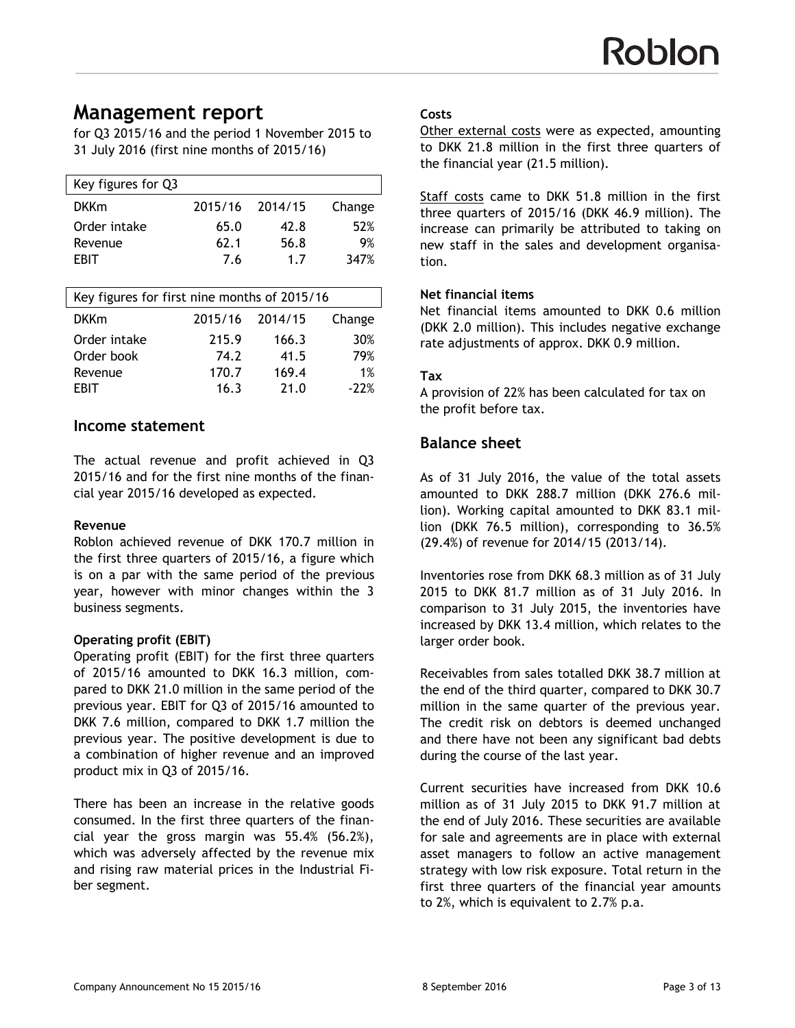# Management report

for Q3 2015/16 and the period 1 November 2015 to 31 July 2016 (first nine months of 2015/16)

| Key figures for Q3 | | | |
|---|---|---|---|
| DKKm | 2015/16 | 2014/15 | Change |
| Order intake | 65.0 | 42.8 | 52% |
| Revenue | 62.1 | 56.8 | 9% |
| EBIT | 7.6 | 1.7 | 347% |

| Key figures for first nine months of 2015/16 | | | |
|---|---|---|---|
| DKKm | 2015/16 | 2014/15 | Change |
| Order intake | 215.9 | 166.3 | 30% |
| Order book | 74.2 | 41.5 | 79% |
| Revenue | 170.7 | 169.4 | 1% |
| EBIT | 16.3 | 21.0 | -22% |

## Income statement

The actual revenue and profit achieved in Q3 2015/16 and for the first nine months of the financial year 2015/16 developed as expected.

**Revenue**

Roblon achieved revenue of DKK 170.7 million in the first three quarters of 2015/16, a figure which is on a par with the same period of the previous year, however with minor changes within the 3 business segments.

**Operating profit (EBIT)**

Operating profit (EBIT) for the first three quarters of 2015/16 amounted to DKK 16.3 million, compared to DKK 21.0 million in the same period of the previous year. EBIT for Q3 of 2015/16 amounted to DKK 7.6 million, compared to DKK 1.7 million the previous year. The positive development is due to a combination of higher revenue and an improved product mix in Q3 of 2015/16.

There has been an increase in the relative goods consumed. In the first three quarters of the financial year the gross margin was 55.4% (56.2%), which was adversely affected by the revenue mix and rising raw material prices in the Industrial Fiber segment.

**Costs**

Other external costs were as expected, amounting to DKK 21.8 million in the first three quarters of the financial year (21.5 million).

Staff costs came to DKK 51.8 million in the first three quarters of 2015/16 (DKK 46.9 million). The increase can primarily be attributed to taking on new staff in the sales and development organisation.

**Net financial items**

Net financial items amounted to DKK 0.6 million (DKK 2.0 million). This includes negative exchange rate adjustments of approx. DKK 0.9 million.

**Tax**

A provision of 22% has been calculated for tax on the profit before tax.

## Balance sheet

As of 31 July 2016, the value of the total assets amounted to DKK 288.7 million (DKK 276.6 million). Working capital amounted to DKK 83.1 million (DKK 76.5 million), corresponding to 36.5% (29.4%) of revenue for 2014/15 (2013/14).

Inventories rose from DKK 68.3 million as of 31 July 2015 to DKK 81.7 million as of 31 July 2016. In comparison to 31 July 2015, the inventories have increased by DKK 13.4 million, which relates to the larger order book.

Receivables from sales totalled DKK 38.7 million at the end of the third quarter, compared to DKK 30.7 million in the same quarter of the previous year. The credit risk on debtors is deemed unchanged and there have not been any significant bad debts during the course of the last year.

Current securities have increased from DKK 10.6 million as of 31 July 2015 to DKK 91.7 million at the end of July 2016. These securities are available for sale and agreements are in place with external asset managers to follow an active management strategy with low risk exposure. Total return in the first three quarters of the financial year amounts to 2%, which is equivalent to 2.7% p.a.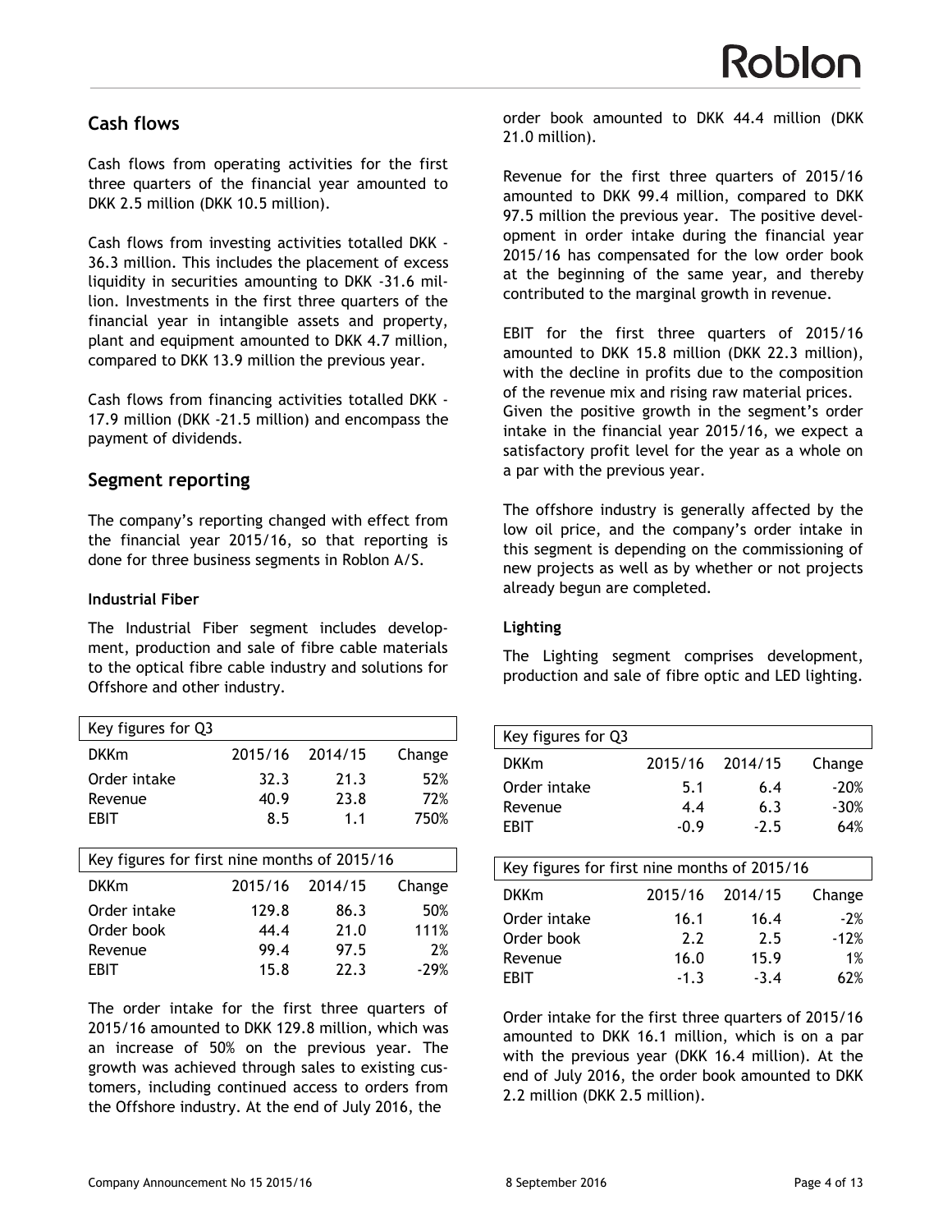## Cash flows

Cash flows from operating activities for the first three quarters of the financial year amounted to DKK 2.5 million (DKK 10.5 million).

Cash flows from investing activities totalled DKK -36.3 million. This includes the placement of excess liquidity in securities amounting to DKK -31.6 million. Investments in the first three quarters of the financial year in intangible assets and property, plant and equipment amounted to DKK 4.7 million, compared to DKK 13.9 million the previous year.

Cash flows from financing activities totalled DKK -17.9 million (DKK -21.5 million) and encompass the payment of dividends.

## Segment reporting

The company's reporting changed with effect from the financial year 2015/16, so that reporting is done for three business segments in Roblon A/S.

### Industrial Fiber

The Industrial Fiber segment includes development, production and sale of fibre cable materials to the optical fibre cable industry and solutions for Offshore and other industry.

| Key figures for Q3 | | | |
|---|---|---|---|
| DKKm | 2015/16 | 2014/15 | Change |
| Order intake | 32.3 | 21.3 | 52% |
| Revenue | 40.9 | 23.8 | 72% |
| EBIT | 8.5 | 1.1 | 750% |

| Key figures for first nine months of 2015/16 | | | |
|---|---|---|---|
| DKKm | 2015/16 | 2014/15 | Change |
| Order intake | 129.8 | 86.3 | 50% |
| Order book | 44.4 | 21.0 | 111% |
| Revenue | 99.4 | 97.5 | 2% |
| EBIT | 15.8 | 22.3 | -29% |

The order intake for the first three quarters of 2015/16 amounted to DKK 129.8 million, which was an increase of 50% on the previous year. The growth was achieved through sales to existing customers, including continued access to orders from the Offshore industry. At the end of July 2016, the order book amounted to DKK 44.4 million (DKK 21.0 million).

Revenue for the first three quarters of 2015/16 amounted to DKK 99.4 million, compared to DKK 97.5 million the previous year. The positive development in order intake during the financial year 2015/16 has compensated for the low order book at the beginning of the same year, and thereby contributed to the marginal growth in revenue.

EBIT for the first three quarters of 2015/16 amounted to DKK 15.8 million (DKK 22.3 million), with the decline in profits due to the composition of the revenue mix and rising raw material prices. Given the positive growth in the segment's order intake in the financial year 2015/16, we expect a satisfactory profit level for the year as a whole on a par with the previous year.

The offshore industry is generally affected by the low oil price, and the company's order intake in this segment is depending on the commissioning of new projects as well as by whether or not projects already begun are completed.

### Lighting

The Lighting segment comprises development, production and sale of fibre optic and LED lighting.

| Key figures for Q3 | | | |
|---|---|---|---|
| DKKm | 2015/16 | 2014/15 | Change |
| Order intake | 5.1 | 6.4 | -20% |
| Revenue | 4.4 | 6.3 | -30% |
| EBIT | -0.9 | -2.5 | 64% |

| Key figures for first nine months of 2015/16 | | | |
|---|---|---|---|
| DKKm | 2015/16 | 2014/15 | Change |
| Order intake | 16.1 | 16.4 | -2% |
| Order book | 2.2 | 2.5 | -12% |
| Revenue | 16.0 | 15.9 | 1% |
| EBIT | -1.3 | -3.4 | 62% |

Order intake for the first three quarters of 2015/16 amounted to DKK 16.1 million, which is on a par with the previous year (DKK 16.4 million). At the end of July 2016, the order book amounted to DKK 2.2 million (DKK 2.5 million).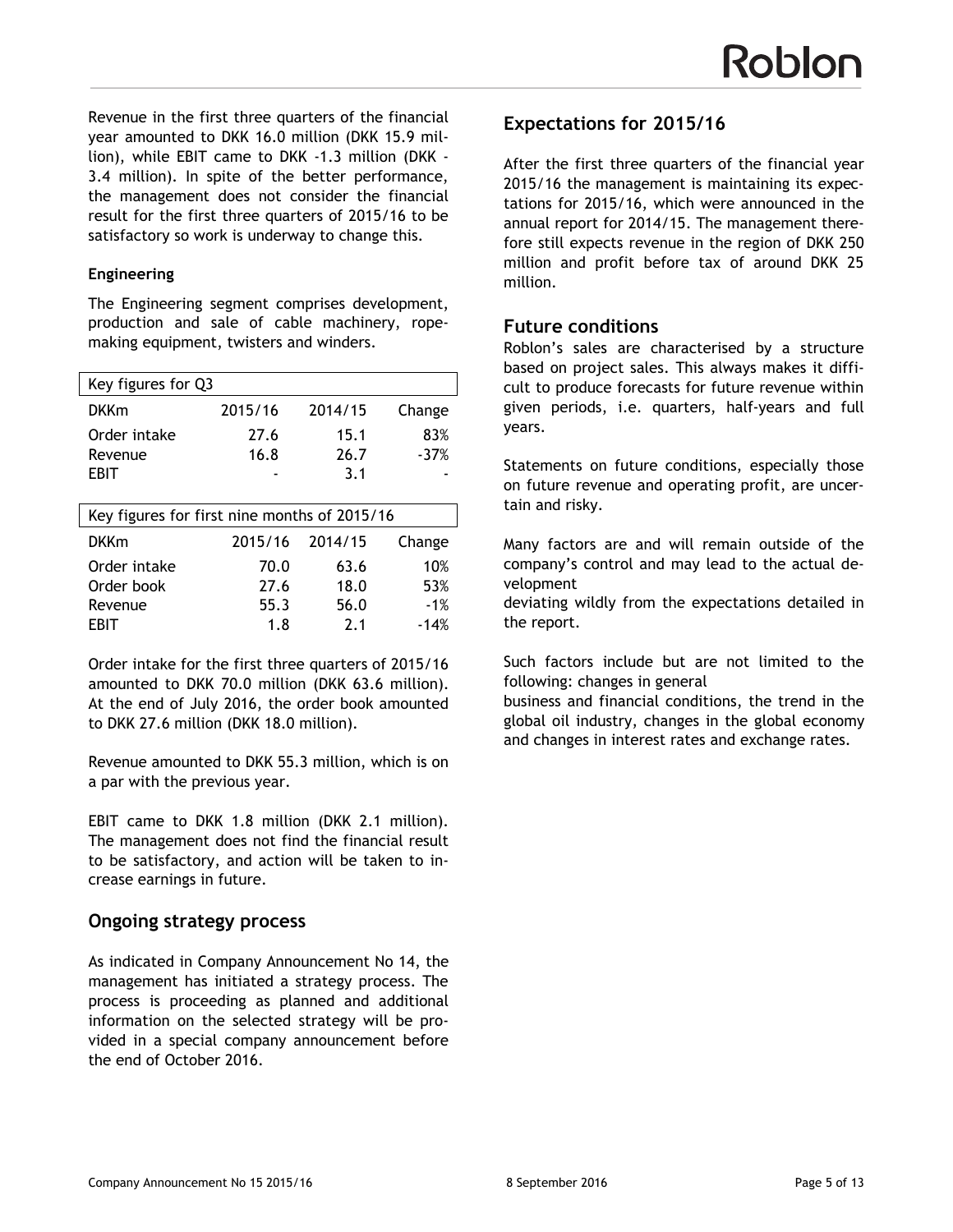Revenue in the first three quarters of the financial year amounted to DKK 16.0 million (DKK 15.9 million), while EBIT came to DKK -1.3 million (DKK -3.4 million). In spite of the better performance, the management does not consider the financial result for the first three quarters of 2015/16 to be satisfactory so work is underway to change this.

**Engineering**

The Engineering segment comprises development, production and sale of cable machinery, rope-making equipment, twisters and winders.

| Key figures for Q3 | | | |
|---|---|---|---|
| DKKm | 2015/16 | 2014/15 | Change |
| Order intake | 27.6 | 15.1 | 83% |
| Revenue | 16.8 | 26.7 | -37% |
| EBIT | - | 3.1 | - |

| Key figures for first nine months of 2015/16 | | | |
|---|---|---|---|
| DKKm | 2015/16 | 2014/15 | Change |
| Order intake | 70.0 | 63.6 | 10% |
| Order book | 27.6 | 18.0 | 53% |
| Revenue | 55.3 | 56.0 | -1% |
| EBIT | 1.8 | 2.1 | -14% |

Order intake for the first three quarters of 2015/16 amounted to DKK 70.0 million (DKK 63.6 million). At the end of July 2016, the order book amounted to DKK 27.6 million (DKK 18.0 million).

Revenue amounted to DKK 55.3 million, which is on a par with the previous year.

EBIT came to DKK 1.8 million (DKK 2.1 million). The management does not find the financial result to be satisfactory, and action will be taken to increase earnings in future.

## Ongoing strategy process

As indicated in Company Announcement No 14, the management has initiated a strategy process. The process is proceeding as planned and additional information on the selected strategy will be provided in a special company announcement before the end of October 2016.

## Expectations for 2015/16

After the first three quarters of the financial year 2015/16 the management is maintaining its expectations for 2015/16, which were announced in the annual report for 2014/15. The management therefore still expects revenue in the region of DKK 250 million and profit before tax of around DKK 25 million.

## Future conditions

Roblon's sales are characterised by a structure based on project sales. This always makes it difficult to produce forecasts for future revenue within given periods, i.e. quarters, half-years and full years.

Statements on future conditions, especially those on future revenue and operating profit, are uncertain and risky.

Many factors are and will remain outside of the company's control and may lead to the actual development deviating wildly from the expectations detailed in the report.

Such factors include but are not limited to the following: changes in general business and financial conditions, the trend in the global oil industry, changes in the global economy and changes in interest rates and exchange rates.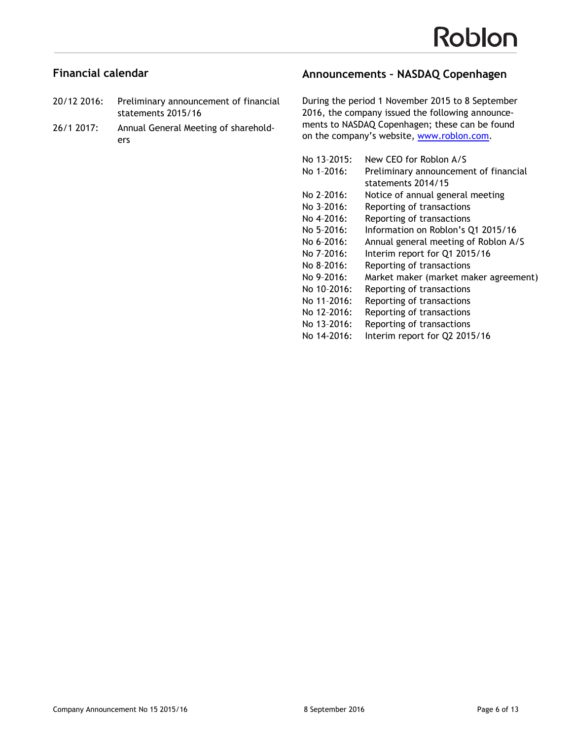## Financial calendar

| | |
|---|---|
| 20/12 2016: | Preliminary announcement of financial statements 2015/16 |
| 26/1 2017: | Annual General Meeting of shareholders |

## Announcements – NASDAQ Copenhagen

During the period 1 November 2015 to 8 September 2016, the company issued the following announcements to NASDAQ Copenhagen; these can be found on the company's website, www.roblon.com.

| | |
|---|---|
| No 13-2015: | New CEO for Roblon A/S |
| No 1-2016: | Preliminary announcement of financial statements 2014/15 |
| No 2-2016: | Notice of annual general meeting |
| No 3-2016: | Reporting of transactions |
| No 4-2016: | Reporting of transactions |
| No 5-2016: | Information on Roblon's Q1 2015/16 |
| No 6-2016: | Annual general meeting of Roblon A/S |
| No 7-2016: | Interim report for Q1 2015/16 |
| No 8-2016: | Reporting of transactions |
| No 9-2016: | Market maker (market maker agreement) |
| No 10-2016: | Reporting of transactions |
| No 11-2016: | Reporting of transactions |
| No 12-2016: | Reporting of transactions |
| No 13-2016: | Reporting of transactions |
| No 14-2016: | Interim report for Q2 2015/16 |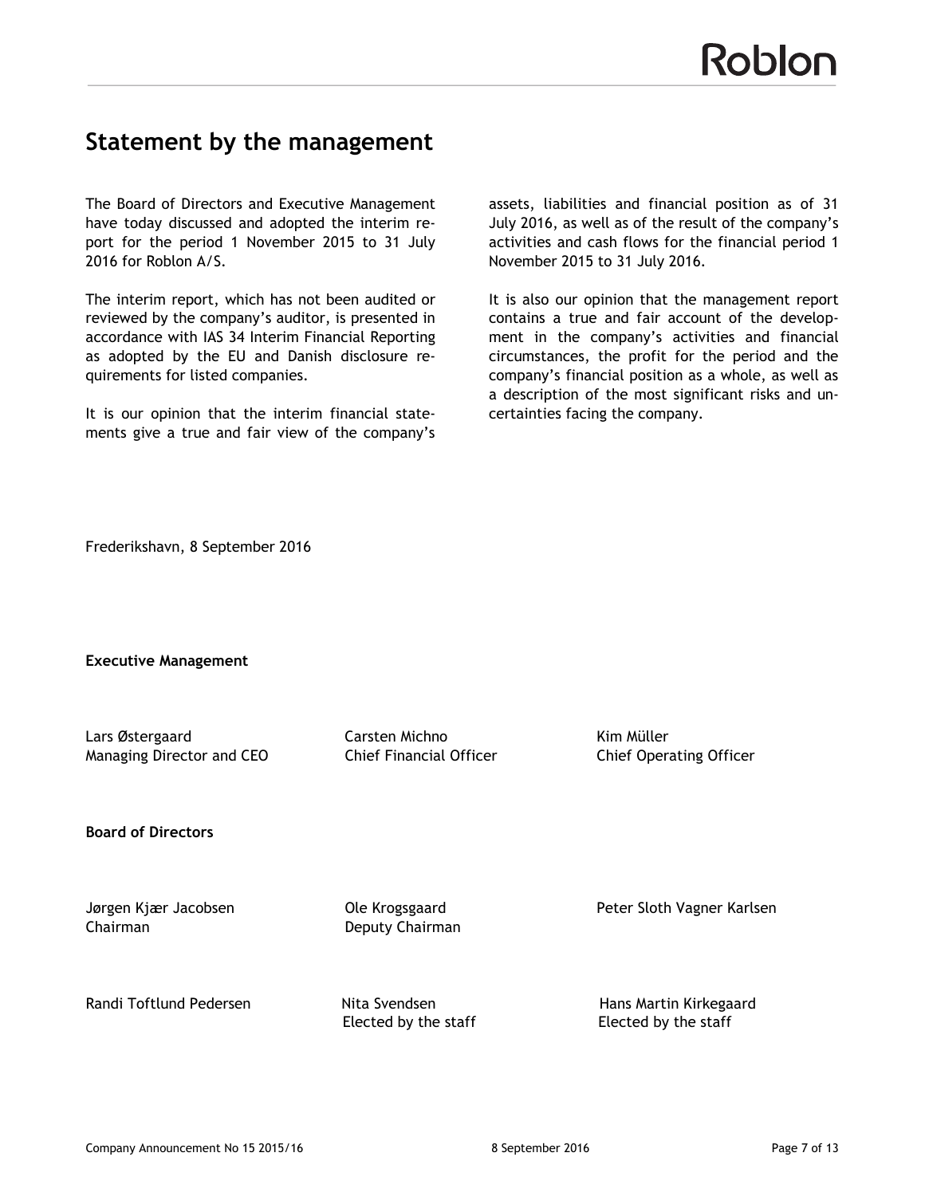# Statement by the management

The Board of Directors and Executive Management have today discussed and adopted the interim report for the period 1 November 2015 to 31 July 2016 for Roblon A/S.

The interim report, which has not been audited or reviewed by the company's auditor, is presented in accordance with IAS 34 Interim Financial Reporting as adopted by the EU and Danish disclosure requirements for listed companies.

It is our opinion that the interim financial statements give a true and fair view of the company's assets, liabilities and financial position as of 31 July 2016, as well as of the result of the company's activities and cash flows for the financial period 1 November 2015 to 31 July 2016.

It is also our opinion that the management report contains a true and fair account of the development in the company's activities and financial circumstances, the profit for the period and the company's financial position as a whole, as well as a description of the most significant risks and uncertainties facing the company.

Frederikshavn, 8 September 2016

**Executive Management**

Lars Østergaard
Managing Director and CEO

Carsten Michno
Chief Financial Officer

Kim Müller
Chief Operating Officer

**Board of Directors**

Jørgen Kjær Jacobsen
Chairman

Ole Krogsgaard
Deputy Chairman

Peter Sloth Vagner Karlsen

Randi Toftlund Pedersen

Nita Svendsen
Elected by the staff

Hans Martin Kirkegaard
Elected by the staff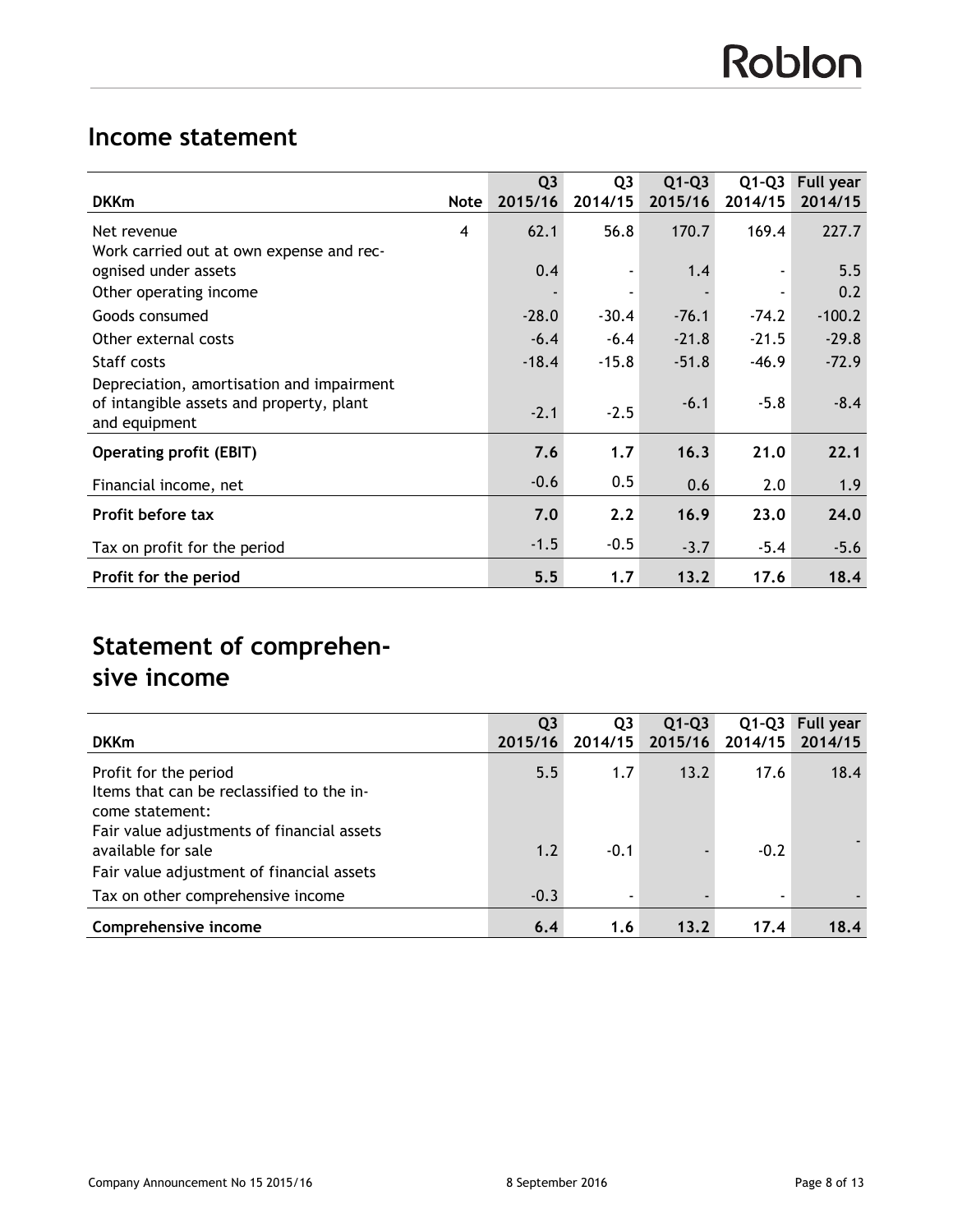## Income statement

| DKKm | Note | Q3 2015/16 | Q3 2014/15 | Q1-Q3 2015/16 | Q1-Q3 2014/15 | Full year 2014/15 |
|---|---|---|---|---|---|---|
| Net revenue | 4 | 62.1 | 56.8 | 170.7 | 169.4 | 227.7 |
| Work carried out at own expense and recognised under assets | | 0.4 | - | 1.4 | - | 5.5 |
| Other operating income | | - | - | - | - | 0.2 |
| Goods consumed | | -28.0 | -30.4 | -76.1 | -74.2 | -100.2 |
| Other external costs | | -6.4 | -6.4 | -21.8 | -21.5 | -29.8 |
| Staff costs | | -18.4 | -15.8 | -51.8 | -46.9 | -72.9 |
| Depreciation, amortisation and impairment of intangible assets and property, plant and equipment | | -2.1 | -2.5 | -6.1 | -5.8 | -8.4 |
| **Operating profit (EBIT)** | | **7.6** | **1.7** | **16.3** | **21.0** | **22.1** |
| Financial income, net | | -0.6 | 0.5 | 0.6 | 2.0 | 1.9 |
| **Profit before tax** | | **7.0** | **2.2** | **16.9** | **23.0** | **24.0** |
| Tax on profit for the period | | -1.5 | -0.5 | -3.7 | -5.4 | -5.6 |
| **Profit for the period** | | **5.5** | **1.7** | **13.2** | **17.6** | **18.4** |

## Statement of comprehensive income

| DKKm | Q3 2015/16 | Q3 2014/15 | Q1-Q3 2015/16 | Q1-Q3 2014/15 | Full year 2014/15 |
|---|---|---|---|---|---|
| Profit for the period | 5.5 | 1.7 | 13.2 | 17.6 | 18.4 |
| Items that can be reclassified to the income statement: | | | | | |
| Fair value adjustments of financial assets available for sale | 1.2 | -0.1 | - | -0.2 | - |
| Fair value adjustment of financial assets | | | | | |
| Tax on other comprehensive income | -0.3 | - | - | - | - |
| **Comprehensive income** | **6.4** | **1.6** | **13.2** | **17.4** | **18.4** |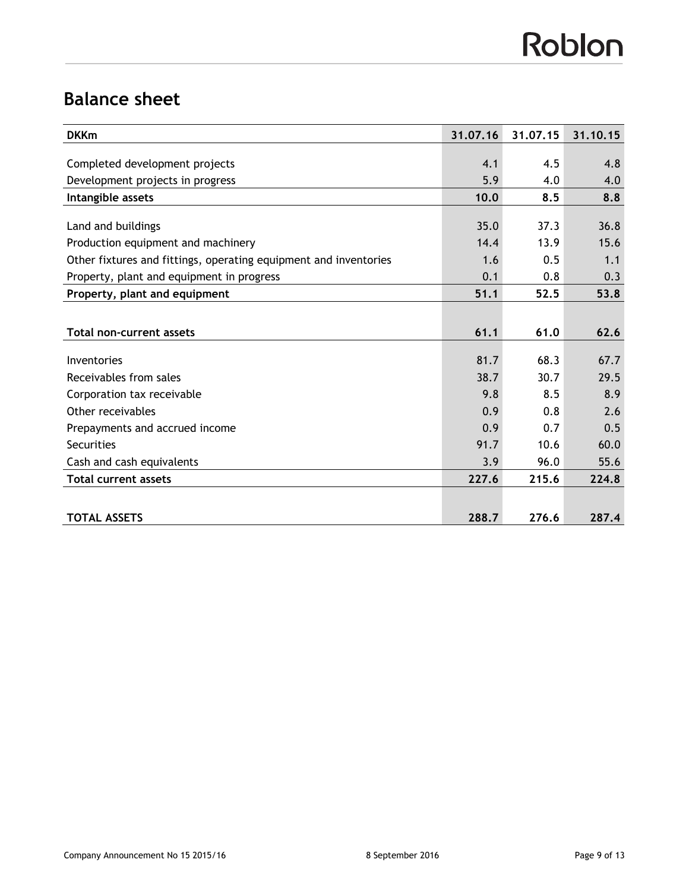## Balance sheet

| DKKm | 31.07.16 | 31.07.15 | 31.10.15 |
|---|---|---|---|
| Completed development projects | 4.1 | 4.5 | 4.8 |
| Development projects in progress | 5.9 | 4.0 | 4.0 |
| **Intangible assets** | **10.0** | **8.5** | **8.8** |
| Land and buildings | 35.0 | 37.3 | 36.8 |
| Production equipment and machinery | 14.4 | 13.9 | 15.6 |
| Other fixtures and fittings, operating equipment and inventories | 1.6 | 0.5 | 1.1 |
| Property, plant and equipment in progress | 0.1 | 0.8 | 0.3 |
| **Property, plant and equipment** | **51.1** | **52.5** | **53.8** |
| **Total non-current assets** | **61.1** | **61.0** | **62.6** |
| Inventories | 81.7 | 68.3 | 67.7 |
| Receivables from sales | 38.7 | 30.7 | 29.5 |
| Corporation tax receivable | 9.8 | 8.5 | 8.9 |
| Other receivables | 0.9 | 0.8 | 2.6 |
| Prepayments and accrued income | 0.9 | 0.7 | 0.5 |
| Securities | 91.7 | 10.6 | 60.0 |
| Cash and cash equivalents | 3.9 | 96.0 | 55.6 |
| **Total current assets** | **227.6** | **215.6** | **224.8** |
| **TOTAL ASSETS** | **288.7** | **276.6** | **287.4** |

Company Announcement No 15 2015/16 8 September 2016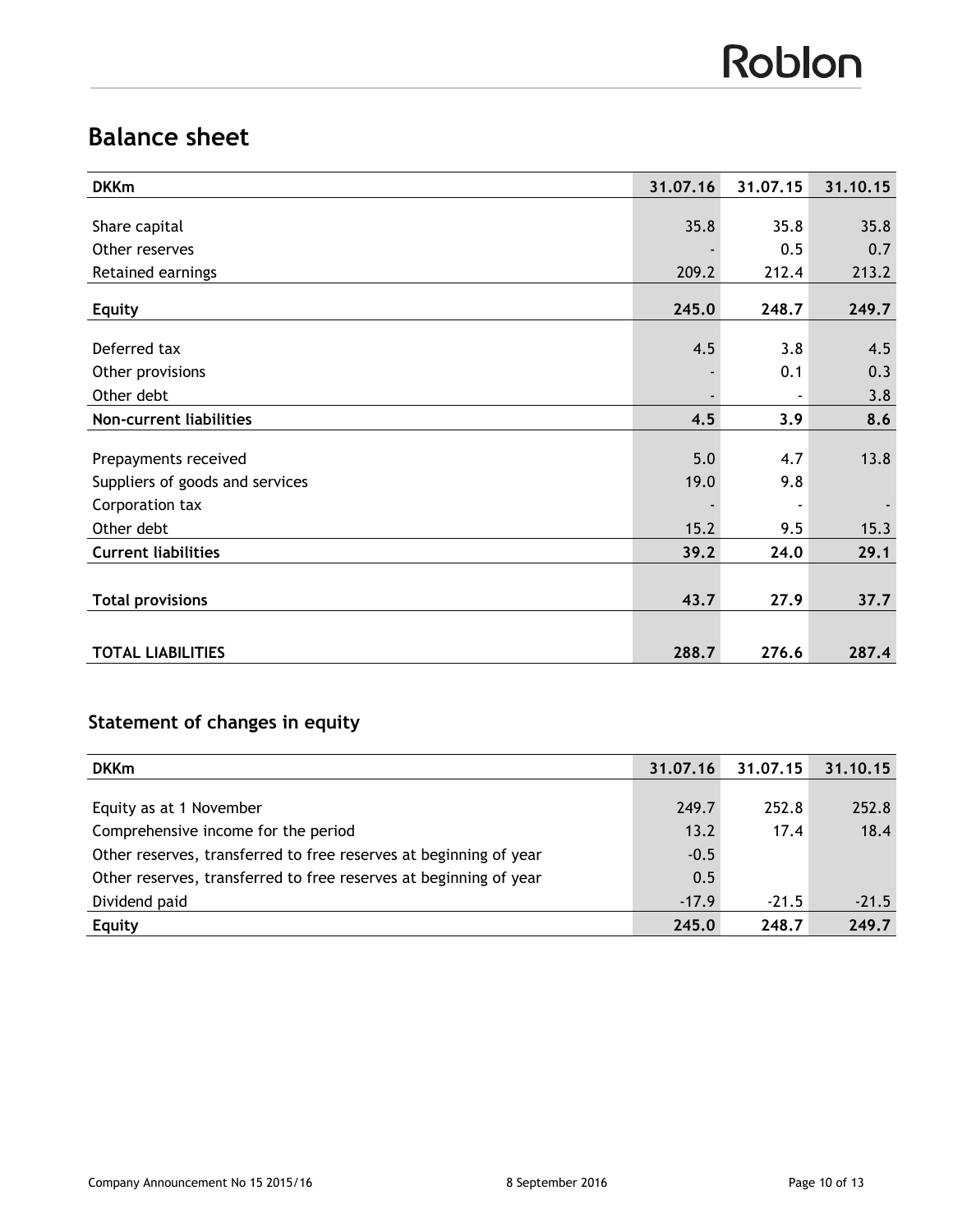## Balance sheet

| DKKm | 31.07.16 | 31.07.15 | 31.10.15 |
|---|---|---|---|
| Share capital | 35.8 | 35.8 | 35.8 |
| Other reserves | - | 0.5 | 0.7 |
| Retained earnings | 209.2 | 212.4 | 213.2 |
| **Equity** | **245.0** | **248.7** | **249.7** |
| Deferred tax | 4.5 | 3.8 | 4.5 |
| Other provisions | - | 0.1 | 0.3 |
| Other debt | - | - | 3.8 |
| **Non-current liabilities** | **4.5** | **3.9** | **8.6** |
| Prepayments received | 5.0 | 4.7 | 13.8 |
| Suppliers of goods and services | 19.0 | 9.8 | |
| Corporation tax | - | - | - |
| Other debt | 15.2 | 9.5 | 15.3 |
| **Current liabilities** | **39.2** | **24.0** | **29.1** |
| **Total provisions** | **43.7** | **27.9** | **37.7** |
| **TOTAL LIABILITIES** | **288.7** | **276.6** | **287.4** |

### Statement of changes in equity

| DKKm | 31.07.16 | 31.07.15 | 31.10.15 |
|---|---|---|---|
| Equity as at 1 November | 249.7 | 252.8 | 252.8 |
| Comprehensive income for the period | 13.2 | 17.4 | 18.4 |
| Other reserves, transferred to free reserves at beginning of year | -0.5 | | |
| Other reserves, transferred to free reserves at beginning of year | 0.5 | | |
| Dividend paid | -17.9 | -21.5 | -21.5 |
| **Equity** | **245.0** | **248.7** | **249.7** |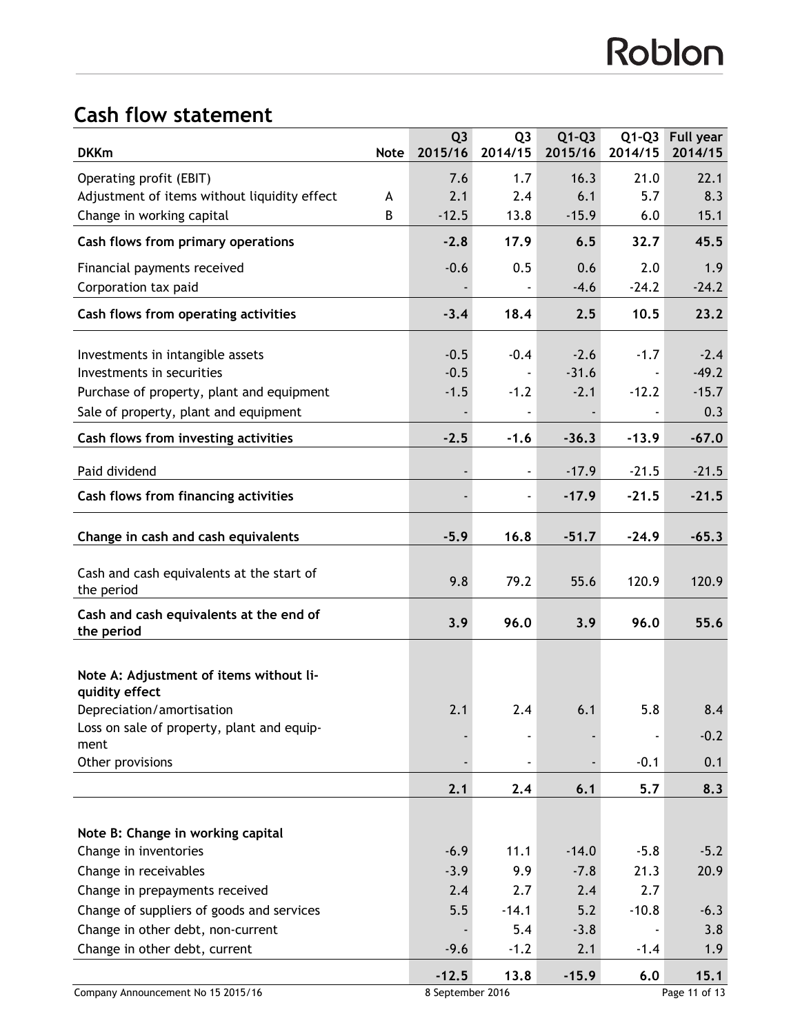## Cash flow statement

| DKKm | Note | Q3 2015/16 | Q3 2014/15 | Q1-Q3 2015/16 | Q1-Q3 2014/15 | Full year 2014/15 |
|---|---|---|---|---|---|---|
| Operating profit (EBIT) | | 7.6 | 1.7 | 16.3 | 21.0 | 22.1 |
| Adjustment of items without liquidity effect | A | 2.1 | 2.4 | 6.1 | 5.7 | 8.3 |
| Change in working capital | B | -12.5 | 13.8 | -15.9 | 6.0 | 15.1 |
| **Cash flows from primary operations** | | **-2.8** | **17.9** | **6.5** | **32.7** | **45.5** |
| Financial payments received | | -0.6 | 0.5 | 0.6 | 2.0 | 1.9 |
| Corporation tax paid | | - | - | -4.6 | -24.2 | -24.2 |
| **Cash flows from operating activities** | | **-3.4** | **18.4** | **2.5** | **10.5** | **23.2** |
| Investments in intangible assets | | -0.5 | -0.4 | -2.6 | -1.7 | -2.4 |
| Investments in securities | | -0.5 | - | -31.6 | - | -49.2 |
| Purchase of property, plant and equipment | | -1.5 | -1.2 | -2.1 | -12.2 | -15.7 |
| Sale of property, plant and equipment | | - | - | - | - | 0.3 |
| **Cash flows from investing activities** | | **-2.5** | **-1.6** | **-36.3** | **-13.9** | **-67.0** |
| Paid dividend | | - | - | -17.9 | -21.5 | -21.5 |
| **Cash flows from financing activities** | | **-** | **-** | **-17.9** | **-21.5** | **-21.5** |
| **Change in cash and cash equivalents** | | **-5.9** | **16.8** | **-51.7** | **-24.9** | **-65.3** |
| Cash and cash equivalents at the start of the period | | 9.8 | 79.2 | 55.6 | 120.9 | 120.9 |
| **Cash and cash equivalents at the end of the period** | | **3.9** | **96.0** | **3.9** | **96.0** | **55.6** |
| **Note A: Adjustment of items without liquidity effect** | | | | | | |
| Depreciation/amortisation | | 2.1 | 2.4 | 6.1 | 5.8 | 8.4 |
| Loss on sale of property, plant and equipment | | - | - | - | - | -0.2 |
| Other provisions | | - | - | - | -0.1 | 0.1 |
| | | **2.1** | **2.4** | **6.1** | **5.7** | **8.3** |
| **Note B: Change in working capital** | | | | | | |
| Change in inventories | | -6.9 | 11.1 | -14.0 | -5.8 | -5.2 |
| Change in receivables | | -3.9 | 9.9 | -7.8 | 21.3 | 20.9 |
| Change in prepayments received | | 2.4 | 2.7 | 2.4 | 2.7 | |
| Change of suppliers of goods and services | | 5.5 | -14.1 | 5.2 | -10.8 | -6.3 |
| Change in other debt, non-current | | - | 5.4 | -3.8 | - | 3.8 |
| Change in other debt, current | | -9.6 | -1.2 | 2.1 | -1.4 | 1.9 |
| | | **-12.5** | **13.8** | **-15.9** | **6.0** | **15.1** |

Company Announcement No 15 2015/16 — 8 September 2016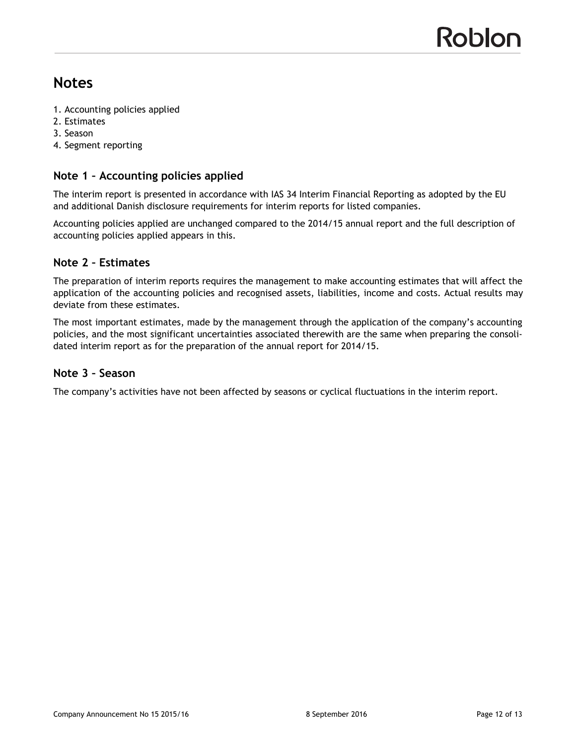# Notes

1. Accounting policies applied
2. Estimates
3. Season
4. Segment reporting

## Note 1 – Accounting policies applied

The interim report is presented in accordance with IAS 34 Interim Financial Reporting as adopted by the EU and additional Danish disclosure requirements for interim reports for listed companies.

Accounting policies applied are unchanged compared to the 2014/15 annual report and the full description of accounting policies applied appears in this.

## Note 2 – Estimates

The preparation of interim reports requires the management to make accounting estimates that will affect the application of the accounting policies and recognised assets, liabilities, income and costs. Actual results may deviate from these estimates.

The most important estimates, made by the management through the application of the company's accounting policies, and the most significant uncertainties associated therewith are the same when preparing the consolidated interim report as for the preparation of the annual report for 2014/15.

## Note 3 – Season

The company's activities have not been affected by seasons or cyclical fluctuations in the interim report.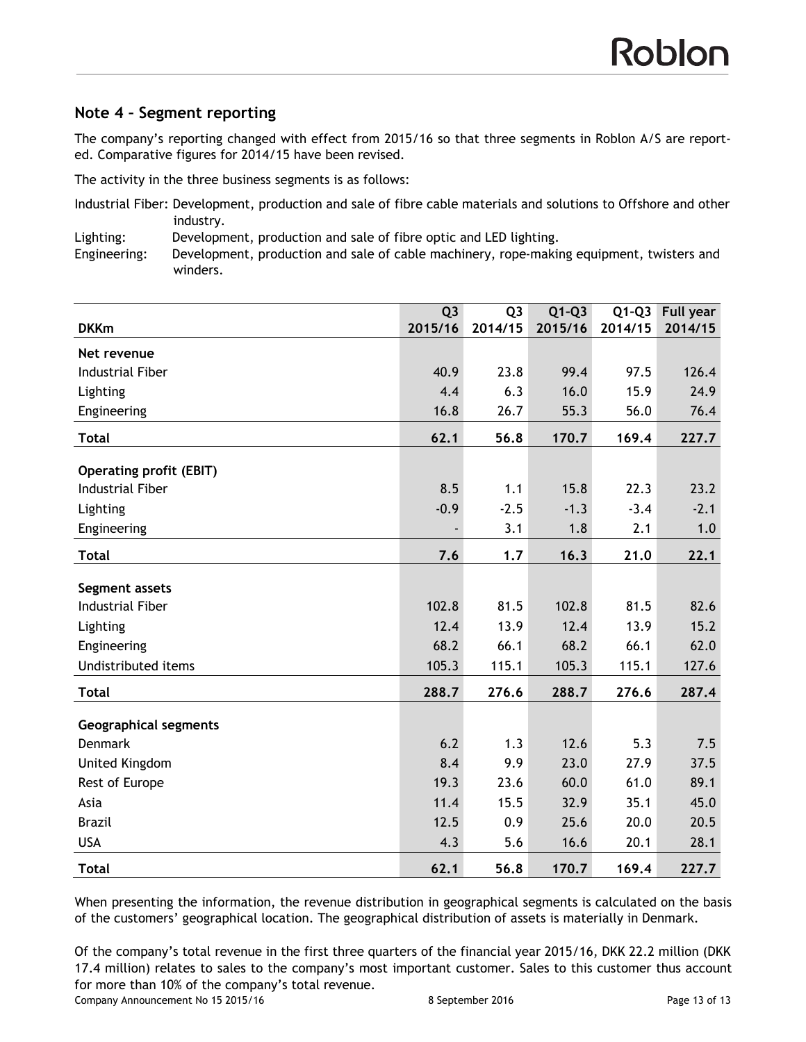## Note 4 – Segment reporting

The company's reporting changed with effect from 2015/16 so that three segments in Roblon A/S are reported. Comparative figures for 2014/15 have been revised.

The activity in the three business segments is as follows:

Industrial Fiber: Development, production and sale of fibre cable materials and solutions to Offshore and other industry.
Lighting: Development, production and sale of fibre optic and LED lighting.
Engineering: Development, production and sale of cable machinery, rope-making equipment, twisters and winders.

| DKKm | Q3 2015/16 | Q3 2014/15 | Q1-Q3 2015/16 | Q1-Q3 2014/15 | Full year 2014/15 |
|---|---|---|---|---|---|
| **Net revenue** | | | | | |
| Industrial Fiber | 40.9 | 23.8 | 99.4 | 97.5 | 126.4 |
| Lighting | 4.4 | 6.3 | 16.0 | 15.9 | 24.9 |
| Engineering | 16.8 | 26.7 | 55.3 | 56.0 | 76.4 |
| **Total** | **62.1** | **56.8** | **170.7** | **169.4** | **227.7** |
| **Operating profit (EBIT)** | | | | | |
| Industrial Fiber | 8.5 | 1.1 | 15.8 | 22.3 | 23.2 |
| Lighting | -0.9 | -2.5 | -1.3 | -3.4 | -2.1 |
| Engineering | - | 3.1 | 1.8 | 2.1 | 1.0 |
| **Total** | **7.6** | **1.7** | **16.3** | **21.0** | **22.1** |
| **Segment assets** | | | | | |
| Industrial Fiber | 102.8 | 81.5 | 102.8 | 81.5 | 82.6 |
| Lighting | 12.4 | 13.9 | 12.4 | 13.9 | 15.2 |
| Engineering | 68.2 | 66.1 | 68.2 | 66.1 | 62.0 |
| Undistributed items | 105.3 | 115.1 | 105.3 | 115.1 | 127.6 |
| **Total** | **288.7** | **276.6** | **288.7** | **276.6** | **287.4** |
| **Geographical segments** | | | | | |
| Denmark | 6.2 | 1.3 | 12.6 | 5.3 | 7.5 |
| United Kingdom | 8.4 | 9.9 | 23.0 | 27.9 | 37.5 |
| Rest of Europe | 19.3 | 23.6 | 60.0 | 61.0 | 89.1 |
| Asia | 11.4 | 15.5 | 32.9 | 35.1 | 45.0 |
| Brazil | 12.5 | 0.9 | 25.6 | 20.0 | 20.5 |
| USA | 4.3 | 5.6 | 16.6 | 20.1 | 28.1 |
| **Total** | **62.1** | **56.8** | **170.7** | **169.4** | **227.7** |

When presenting the information, the revenue distribution in geographical segments is calculated on the basis of the customers' geographical location. The geographical distribution of assets is materially in Denmark.

Of the company's total revenue in the first three quarters of the financial year 2015/16, DKK 22.2 million (DKK 17.4 million) relates to sales to the company's most important customer. Sales to this customer thus account for more than 10% of the company's total revenue.